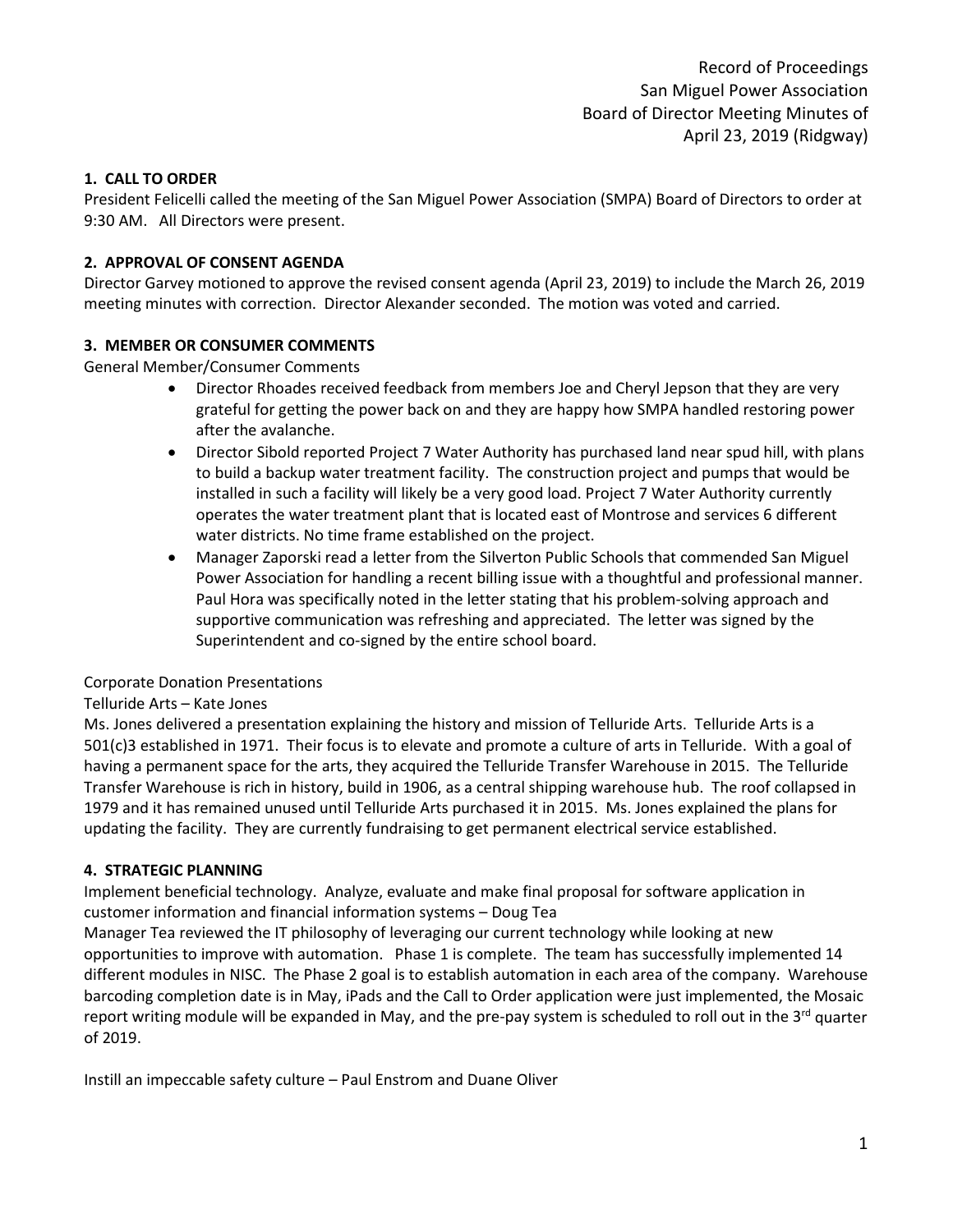Record of Proceedings
San Miguel Power Association
Board of Director Meeting Minutes of
April 23, 2019 (Ridgway)

**1. CALL TO ORDER**

President Felicelli called the meeting of the San Miguel Power Association (SMPA) Board of Directors to order at 9:30 AM. All Directors were present.

**2. APPROVAL OF CONSENT AGENDA**

Director Garvey motioned to approve the revised consent agenda (April 23, 2019) to include the March 26, 2019 meeting minutes with correction. Director Alexander seconded. The motion was voted and carried.

**3. MEMBER OR CONSUMER COMMENTS**

General Member/Consumer Comments

- Director Rhoades received feedback from members Joe and Cheryl Jepson that they are very grateful for getting the power back on and they are happy how SMPA handled restoring power after the avalanche.
- Director Sibold reported Project 7 Water Authority has purchased land near spud hill, with plans to build a backup water treatment facility. The construction project and pumps that would be installed in such a facility will likely be a very good load. Project 7 Water Authority currently operates the water treatment plant that is located east of Montrose and services 6 different water districts. No time frame established on the project.
- Manager Zaporski read a letter from the Silverton Public Schools that commended San Miguel Power Association for handling a recent billing issue with a thoughtful and professional manner. Paul Hora was specifically noted in the letter stating that his problem-solving approach and supportive communication was refreshing and appreciated. The letter was signed by the Superintendent and co-signed by the entire school board.

Corporate Donation Presentations

Telluride Arts – Kate Jones

Ms. Jones delivered a presentation explaining the history and mission of Telluride Arts. Telluride Arts is a 501(c)3 established in 1971. Their focus is to elevate and promote a culture of arts in Telluride. With a goal of having a permanent space for the arts, they acquired the Telluride Transfer Warehouse in 2015. The Telluride Transfer Warehouse is rich in history, build in 1906, as a central shipping warehouse hub. The roof collapsed in 1979 and it has remained unused until Telluride Arts purchased it in 2015. Ms. Jones explained the plans for updating the facility. They are currently fundraising to get permanent electrical service established.

**4. STRATEGIC PLANNING**

Implement beneficial technology. Analyze, evaluate and make final proposal for software application in customer information and financial information systems – Doug Tea

Manager Tea reviewed the IT philosophy of leveraging our current technology while looking at new opportunities to improve with automation. Phase 1 is complete. The team has successfully implemented 14 different modules in NISC. The Phase 2 goal is to establish automation in each area of the company. Warehouse barcoding completion date is in May, iPads and the Call to Order application were just implemented, the Mosaic report writing module will be expanded in May, and the pre-pay system is scheduled to roll out in the 3rd quarter of 2019.

Instill an impeccable safety culture – Paul Enstrom and Duane Oliver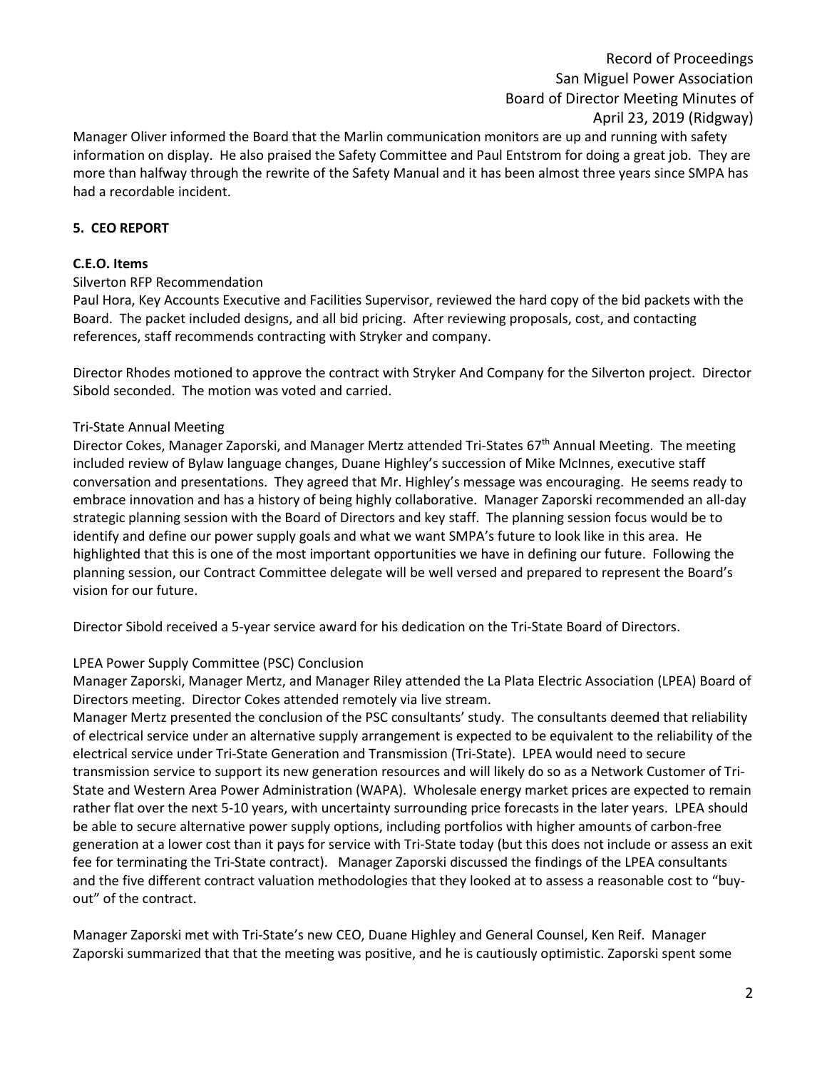Manager Oliver informed the Board that the Marlin communication monitors are up and running with safety information on display. He also praised the Safety Committee and Paul Entstrom for doing a great job. They are more than halfway through the rewrite of the Safety Manual and it has been almost three years since SMPA has had a recordable incident.

**5. CEO REPORT**

**C.E.O. Items**

Silverton RFP Recommendation

Paul Hora, Key Accounts Executive and Facilities Supervisor, reviewed the hard copy of the bid packets with the Board. The packet included designs, and all bid pricing. After reviewing proposals, cost, and contacting references, staff recommends contracting with Stryker and company.

Director Rhodes motioned to approve the contract with Stryker And Company for the Silverton project. Director Sibold seconded. The motion was voted and carried.

Tri-State Annual Meeting

Director Cokes, Manager Zaporski, and Manager Mertz attended Tri-States 67th Annual Meeting. The meeting included review of Bylaw language changes, Duane Highley's succession of Mike McInnes, executive staff conversation and presentations. They agreed that Mr. Highley's message was encouraging. He seems ready to embrace innovation and has a history of being highly collaborative. Manager Zaporski recommended an all-day strategic planning session with the Board of Directors and key staff. The planning session focus would be to identify and define our power supply goals and what we want SMPA's future to look like in this area. He highlighted that this is one of the most important opportunities we have in defining our future. Following the planning session, our Contract Committee delegate will be well versed and prepared to represent the Board's vision for our future.

Director Sibold received a 5-year service award for his dedication on the Tri-State Board of Directors.

LPEA Power Supply Committee (PSC) Conclusion

Manager Zaporski, Manager Mertz, and Manager Riley attended the La Plata Electric Association (LPEA) Board of Directors meeting. Director Cokes attended remotely via live stream.

Manager Mertz presented the conclusion of the PSC consultants' study. The consultants deemed that reliability of electrical service under an alternative supply arrangement is expected to be equivalent to the reliability of the electrical service under Tri-State Generation and Transmission (Tri-State). LPEA would need to secure transmission service to support its new generation resources and will likely do so as a Network Customer of Tri-State and Western Area Power Administration (WAPA). Wholesale energy market prices are expected to remain rather flat over the next 5-10 years, with uncertainty surrounding price forecasts in the later years. LPEA should be able to secure alternative power supply options, including portfolios with higher amounts of carbon-free generation at a lower cost than it pays for service with Tri-State today (but this does not include or assess an exit fee for terminating the Tri-State contract). Manager Zaporski discussed the findings of the LPEA consultants and the five different contract valuation methodologies that they looked at to assess a reasonable cost to "buy-out" of the contract.

Manager Zaporski met with Tri-State's new CEO, Duane Highley and General Counsel, Ken Reif. Manager Zaporski summarized that that the meeting was positive, and he is cautiously optimistic. Zaporski spent some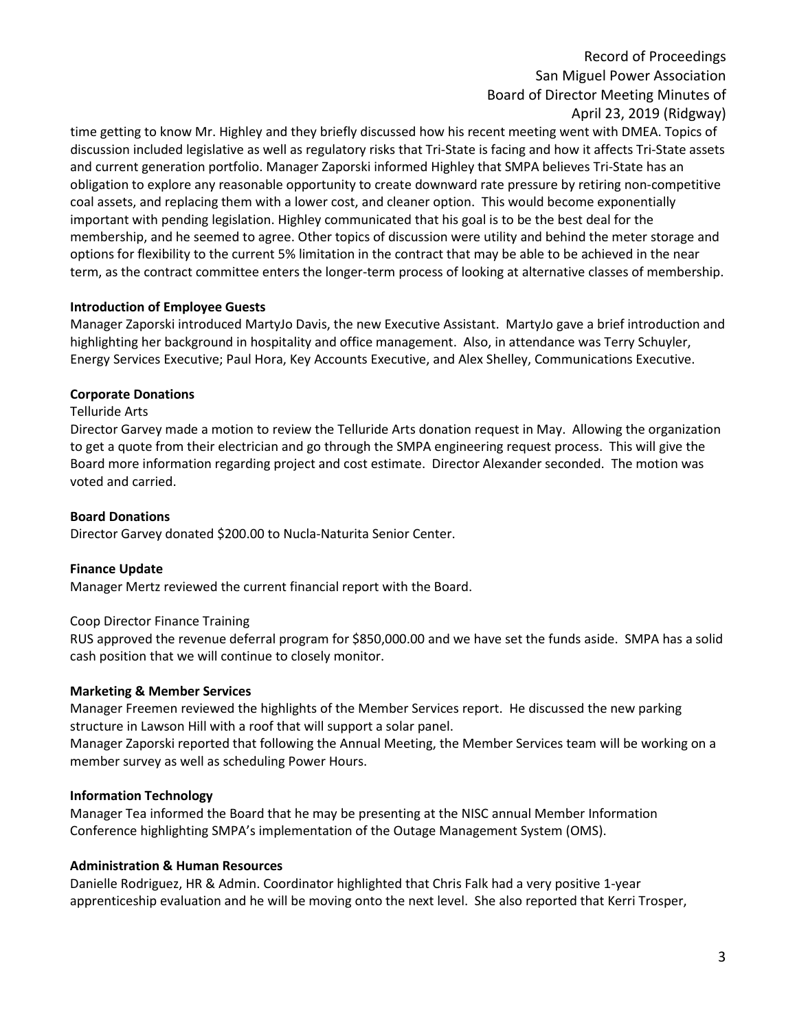time getting to know Mr. Highley and they briefly discussed how his recent meeting went with DMEA. Topics of discussion included legislative as well as regulatory risks that Tri-State is facing and how it affects Tri-State assets and current generation portfolio. Manager Zaporski informed Highley that SMPA believes Tri-State has an obligation to explore any reasonable opportunity to create downward rate pressure by retiring non-competitive coal assets, and replacing them with a lower cost, and cleaner option. This would become exponentially important with pending legislation. Highley communicated that his goal is to be the best deal for the membership, and he seemed to agree. Other topics of discussion were utility and behind the meter storage and options for flexibility to the current 5% limitation in the contract that may be able to be achieved in the near term, as the contract committee enters the longer-term process of looking at alternative classes of membership.

**Introduction of Employee Guests**

Manager Zaporski introduced MartyJo Davis, the new Executive Assistant. MartyJo gave a brief introduction and highlighting her background in hospitality and office management. Also, in attendance was Terry Schuyler, Energy Services Executive; Paul Hora, Key Accounts Executive, and Alex Shelley, Communications Executive.

**Corporate Donations**

Telluride Arts

Director Garvey made a motion to review the Telluride Arts donation request in May. Allowing the organization to get a quote from their electrician and go through the SMPA engineering request process. This will give the Board more information regarding project and cost estimate. Director Alexander seconded. The motion was voted and carried.

**Board Donations**

Director Garvey donated $200.00 to Nucla-Naturita Senior Center.

**Finance Update**

Manager Mertz reviewed the current financial report with the Board.

Coop Director Finance Training

RUS approved the revenue deferral program for $850,000.00 and we have set the funds aside. SMPA has a solid cash position that we will continue to closely monitor.

**Marketing & Member Services**

Manager Freemen reviewed the highlights of the Member Services report. He discussed the new parking structure in Lawson Hill with a roof that will support a solar panel.

Manager Zaporski reported that following the Annual Meeting, the Member Services team will be working on a member survey as well as scheduling Power Hours.

**Information Technology**

Manager Tea informed the Board that he may be presenting at the NISC annual Member Information Conference highlighting SMPA's implementation of the Outage Management System (OMS).

**Administration & Human Resources**

Danielle Rodriguez, HR & Admin. Coordinator highlighted that Chris Falk had a very positive 1-year apprenticeship evaluation and he will be moving onto the next level. She also reported that Kerri Trosper,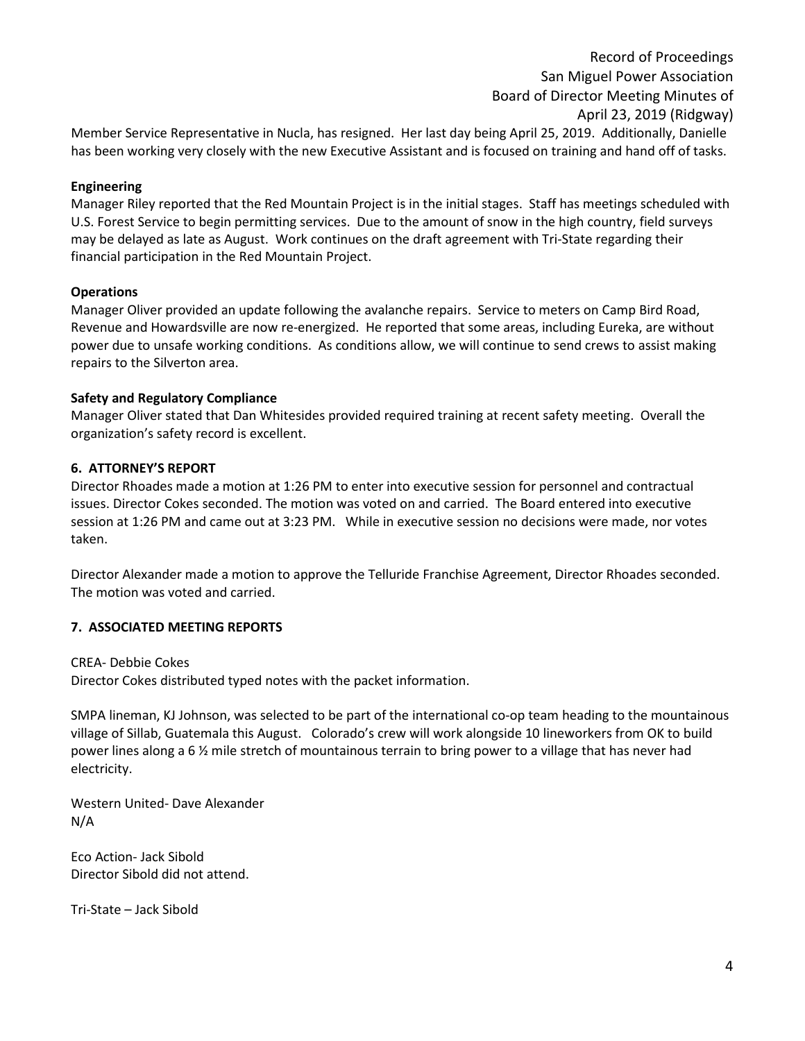Member Service Representative in Nucla, has resigned. Her last day being April 25, 2019. Additionally, Danielle has been working very closely with the new Executive Assistant and is focused on training and hand off of tasks.

**Engineering**

Manager Riley reported that the Red Mountain Project is in the initial stages. Staff has meetings scheduled with U.S. Forest Service to begin permitting services. Due to the amount of snow in the high country, field surveys may be delayed as late as August. Work continues on the draft agreement with Tri-State regarding their financial participation in the Red Mountain Project.

**Operations**

Manager Oliver provided an update following the avalanche repairs. Service to meters on Camp Bird Road, Revenue and Howardsville are now re-energized. He reported that some areas, including Eureka, are without power due to unsafe working conditions. As conditions allow, we will continue to send crews to assist making repairs to the Silverton area.

**Safety and Regulatory Compliance**

Manager Oliver stated that Dan Whitesides provided required training at recent safety meeting. Overall the organization's safety record is excellent.

**6. ATTORNEY'S REPORT**

Director Rhoades made a motion at 1:26 PM to enter into executive session for personnel and contractual issues. Director Cokes seconded. The motion was voted on and carried. The Board entered into executive session at 1:26 PM and came out at 3:23 PM. While in executive session no decisions were made, nor votes taken.

Director Alexander made a motion to approve the Telluride Franchise Agreement, Director Rhoades seconded. The motion was voted and carried.

**7. ASSOCIATED MEETING REPORTS**

CREA- Debbie Cokes
Director Cokes distributed typed notes with the packet information.

SMPA lineman, KJ Johnson, was selected to be part of the international co-op team heading to the mountainous village of Sillab, Guatemala this August. Colorado's crew will work alongside 10 lineworkers from OK to build power lines along a 6 ½ mile stretch of mountainous terrain to bring power to a village that has never had electricity.

Western United- Dave Alexander
N/A

Eco Action- Jack Sibold
Director Sibold did not attend.

Tri-State – Jack Sibold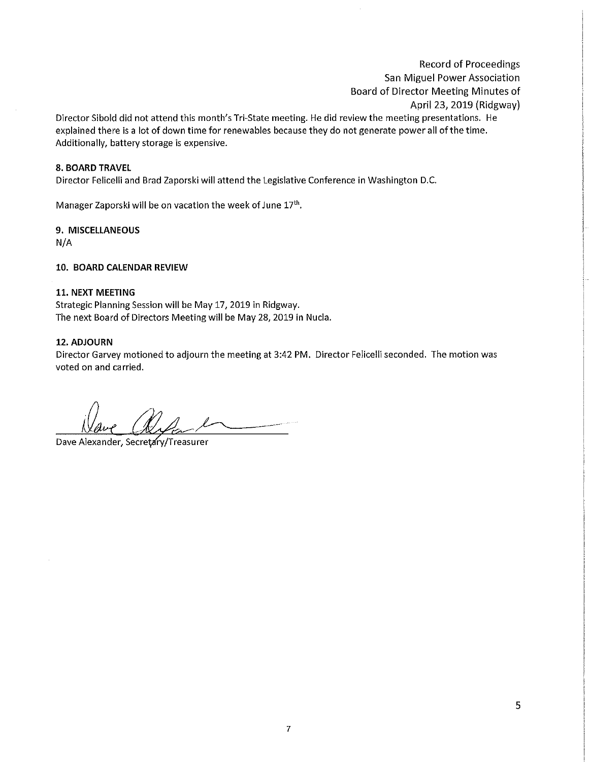Director Sibold did not attend this month's Tri-State meeting. He did review the meeting presentations. He explained there is a lot of down time for renewables because they do not generate power all of the time. Additionally, battery storage is expensive.

**8. BOARD TRAVEL**

Director Felicelli and Brad Zaporski will attend the Legislative Conference in Washington D.C.

Manager Zaporski will be on vacation the week of June 17th.

**9. MISCELLANEOUS**

N/A

**10. BOARD CALENDAR REVIEW**

**11. NEXT MEETING**

Strategic Planning Session will be May 17, 2019 in Ridgway.
The next Board of Directors Meeting will be May 28, 2019 in Nucla.

**12. ADJOURN**

Director Garvey motioned to adjourn the meeting at 3:42 PM. Director Felicelli seconded. The motion was voted on and carried.

Dave Alexander, Secretary/Treasurer